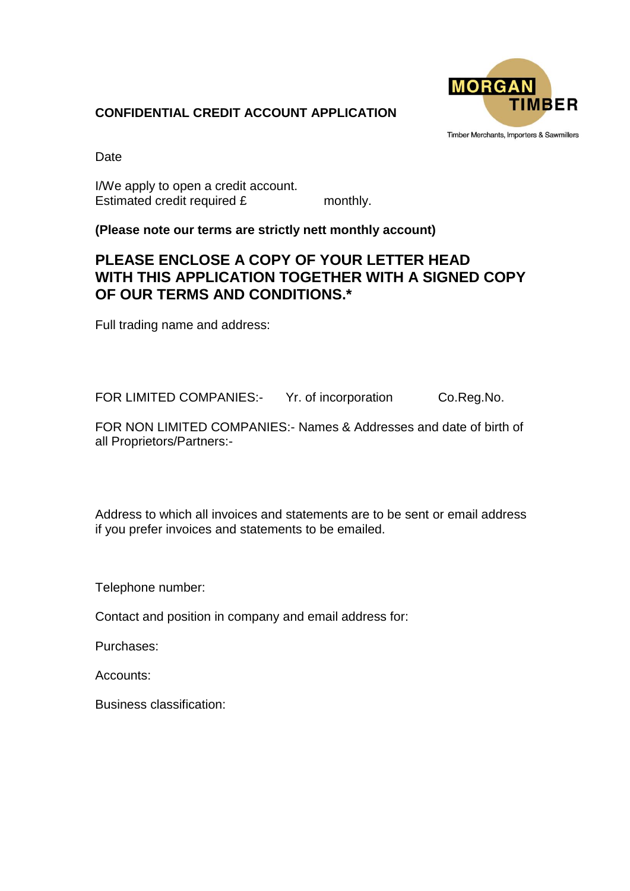**CONFIDENTIAL CREDIT ACCOUNT APPLICATION**

MORGAN TIMBER

Timber Merchants, Importers & Sawmillers

Date

I/We apply to open a credit account.
Estimated credit required £ monthly.

**(Please note our terms are strictly nett monthly account)**

## PLEASE ENCLOSE A COPY OF YOUR LETTER HEAD WITH THIS APPLICATION TOGETHER WITH A SIGNED COPY OF OUR TERMS AND CONDITIONS.*

Full trading name and address:

FOR LIMITED COMPANIES:- Yr. of incorporation Co.Reg.No.

FOR NON LIMITED COMPANIES:- Names & Addresses and date of birth of all Proprietors/Partners:-

Address to which all invoices and statements are to be sent or email address if you prefer invoices and statements to be emailed.

Telephone number:

Contact and position in company and email address for:

Purchases:

Accounts:

Business classification: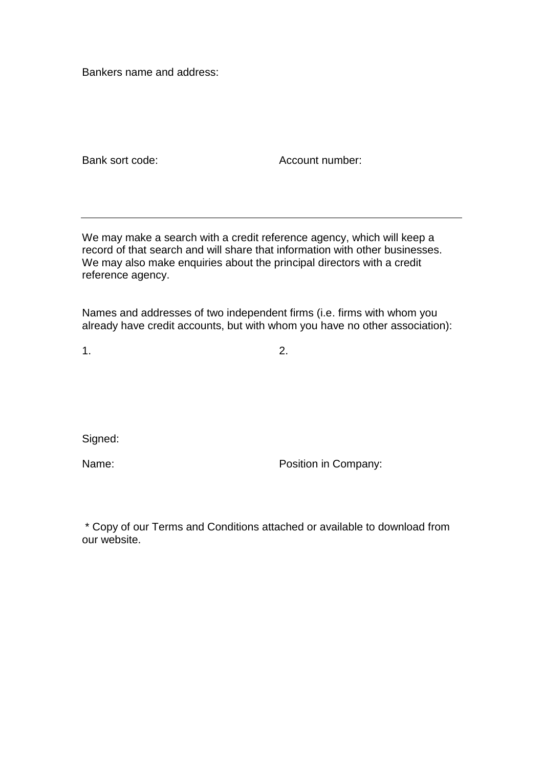Bankers name and address:

Bank sort code: Account number:

---

We may make a search with a credit reference agency, which will keep a record of that search and will share that information with other businesses. We may also make enquiries about the principal directors with a credit reference agency.

Names and addresses of two independent firms (i.e. firms with whom you already have credit accounts, but with whom you have no other association):

1. 2.

Signed:

Name: Position in Company:

* Copy of our Terms and Conditions attached or available to download from our website.